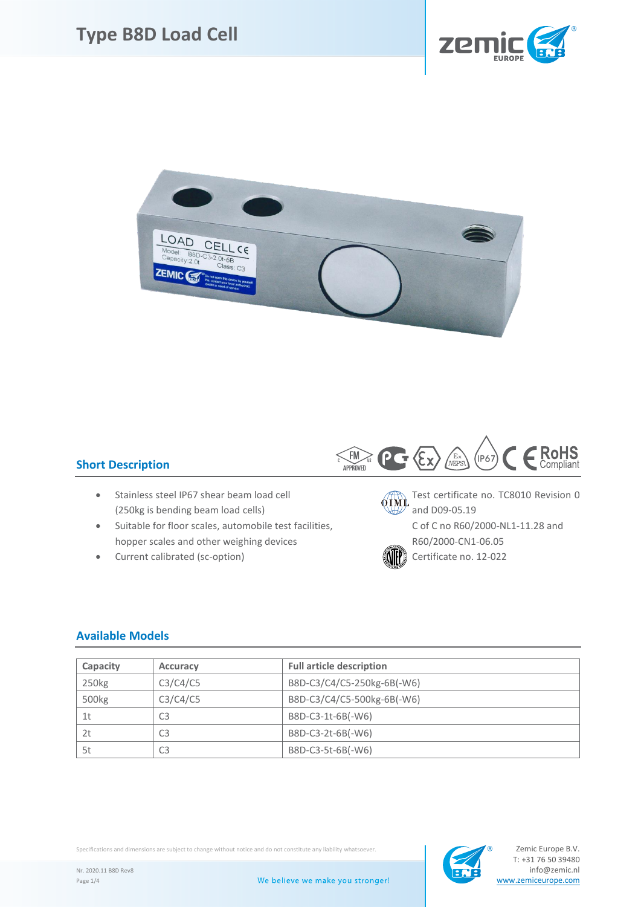# Type B8D Load Cell

## Short Description

- Stainless steel IP67 shear beam load cell (250kg is bending beam load cells)
- Suitable for floor scales, automobile test facilities, hopper scales and other weighing devices
- Current calibrated (sc-option)

Test certificate no. TC8010 Revision 0 and D09-05.19

C of C no R60/2000-NL1-11.28 and R60/2000-CN1-06.05

Certificate no. 12-022

## Available Models

| Capacity | Accuracy | Full article description |
|---|---|---|
| 250kg | C3/C4/C5 | B8D-C3/C4/C5-250kg-6B(-W6) |
| 500kg | C3/C4/C5 | B8D-C3/C4/C5-500kg-6B(-W6) |
| 1t | C3 | B8D-C3-1t-6B(-W6) |
| 2t | C3 | B8D-C3-2t-6B(-W6) |
| 5t | C3 | B8D-C3-5t-6B(-W6) |

Specifications and dimensions are subject to change without notice and do not constitute any liability whatsoever.

Nr. 2020.11 B8D Rev8

We believe we make you stronger!

Zemic Europe B.V.
T: +31 76 50 39480
info@zemic.nl
www.zemiceurope.com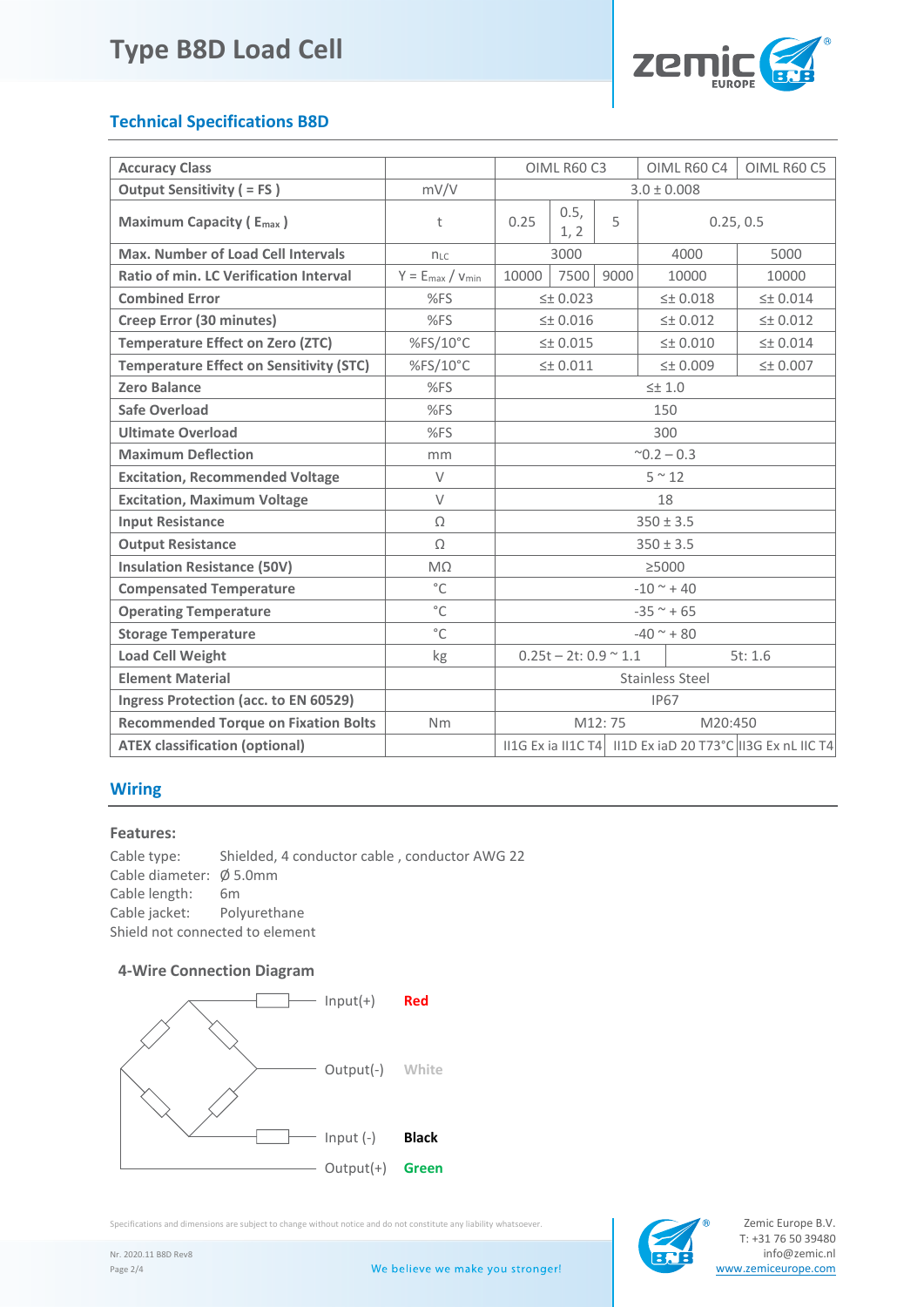# Type B8D Load Cell

## Technical Specifications B8D

| Accuracy Class | | OIML R60 C3 | | | OIML R60 C4 | OIML R60 C5 |
|---|---|---|---|---|---|---|
| Output Sensitivity ( = FS ) | mV/V | 3.0 ± 0.008 | | | | |
| Maximum Capacity ( $E_{max}$ ) | t | 0.25 | 0.5, 1, 2 | 5 | 0.25, 0.5 | |
| Max. Number of Load Cell Intervals | $n_{LC}$ | 3000 | | | 4000 | 5000 |
| Ratio of min. LC Verification Interval | $Y = E_{max} / v_{min}$ | 10000 | 7500 | 9000 | 10000 | 10000 |
| Combined Error | %FS | ≤± 0.023 | | | ≤± 0.018 | ≤± 0.014 |
| Creep Error (30 minutes) | %FS | ≤± 0.016 | | | ≤± 0.012 | ≤± 0.012 |
| Temperature Effect on Zero (ZTC) | %FS/10°C | ≤± 0.015 | | | ≤± 0.010 | ≤± 0.014 |
| Temperature Effect on Sensitivity (STC) | %FS/10°C | ≤± 0.011 | | | ≤± 0.009 | ≤± 0.007 |
| Zero Balance | %FS | ≤± 1.0 | | | | |
| Safe Overload | %FS | 150 | | | | |
| Ultimate Overload | %FS | 300 | | | | |
| Maximum Deflection | mm | ~0.2 – 0.3 | | | | |
| Excitation, Recommended Voltage | V | 5 ~ 12 | | | | |
| Excitation, Maximum Voltage | V | 18 | | | | |
| Input Resistance | Ω | 350 ± 3.5 | | | | |
| Output Resistance | Ω | 350 ± 3.5 | | | | |
| Insulation Resistance (50V) | MΩ | ≥5000 | | | | |
| Compensated Temperature | °C | -10 ~ + 40 | | | | |
| Operating Temperature | °C | -35 ~ + 65 | | | | |
| Storage Temperature | °C | -40 ~ + 80 | | | | |
| Load Cell Weight | kg | 0.25t – 2t: 0.9 ~ 1.1 | | | 5t: 1.6 | |
| Element Material | | Stainless Steel | | | | |
| Ingress Protection (acc. to EN 60529) | | IP67 | | | | |
| Recommended Torque on Fixation Bolts | Nm | M12: 75 | | | M20:450 | |
| ATEX classification (optional) | | II1G Ex ia II1C T4 | II1D Ex iaD 20 T73°C | | | II3G Ex nL IIC T4 |

## Wiring

### Features:

Cable type: Shielded, 4 conductor cable , conductor AWG 22
Cable diameter: Ø 5.0mm
Cable length: 6m
Cable jacket: Polyurethane
Shield not connected to element

### 4-Wire Connection Diagram

Input(+) Red
Output(-) White
Input (-) Black
Output(+) Green

Specifications and dimensions are subject to change without notice and do not constitute any liability whatsoever.

Nr. 2020.11 B8D Rev8

We believe we make you stronger!

Zemic Europe B.V.
T: +31 76 50 39480
info@zemic.nl
www.zemiceurope.com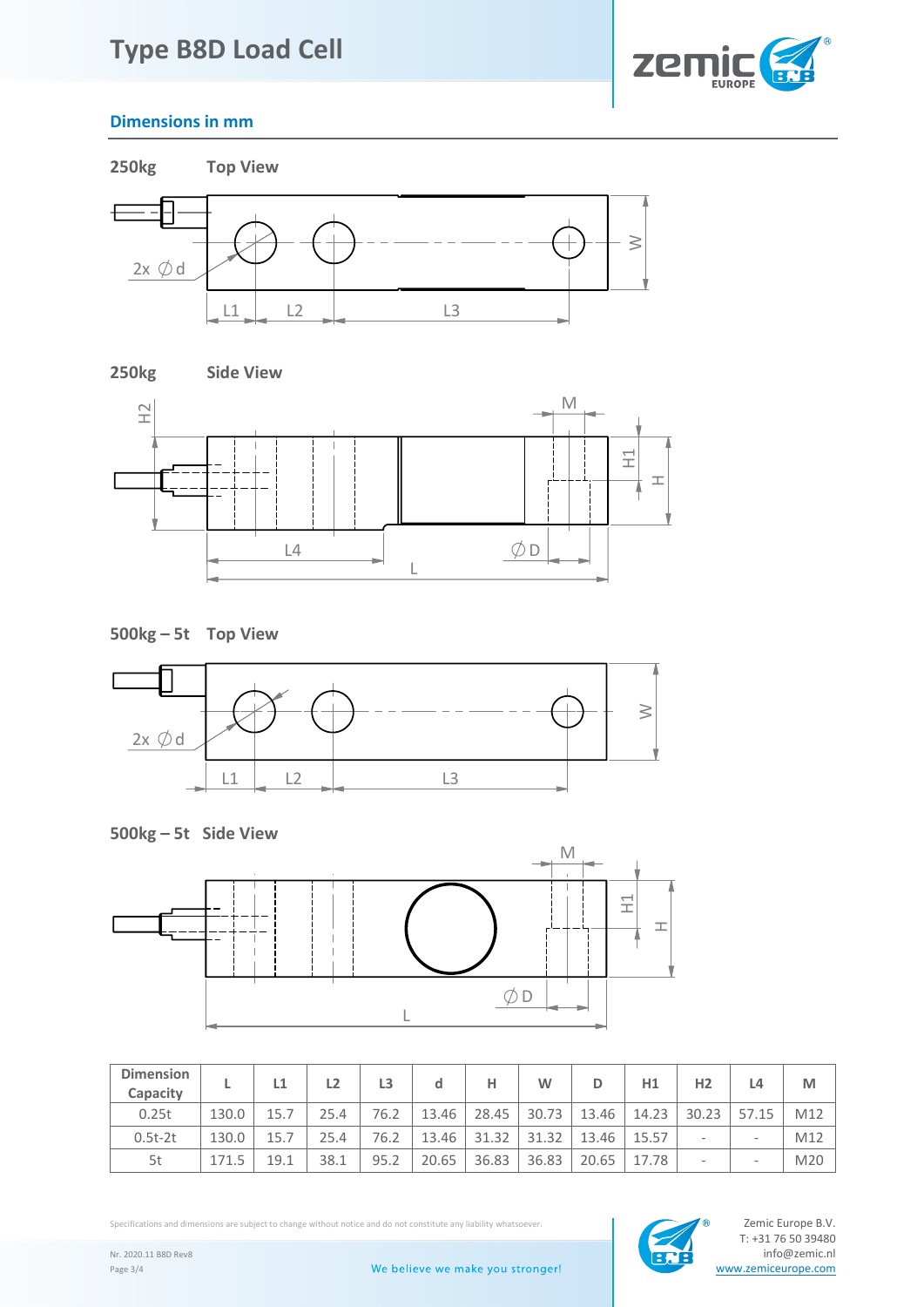# Type B8D Load Cell

## Dimensions in mm

**250kg** **Top View**

**250kg** **Side View**

**500kg – 5t** **Top View**

**500kg – 5t** **Side View**

| Dimension Capacity | L | L1 | L2 | L3 | d | H | W | D | H1 | H2 | L4 | M |
|---|---|---|---|---|---|---|---|---|---|---|---|---|
| 0.25t | 130.0 | 15.7 | 25.4 | 76.2 | 13.46 | 28.45 | 30.73 | 13.46 | 14.23 | 30.23 | 57.15 | M12 |
| 0.5t-2t | 130.0 | 15.7 | 25.4 | 76.2 | 13.46 | 31.32 | 31.32 | 13.46 | 15.57 | - | - | M12 |
| 5t | 171.5 | 19.1 | 38.1 | 95.2 | 20.65 | 36.83 | 36.83 | 20.65 | 17.78 | - | - | M20 |

Specifications and dimensions are subject to change without notice and do not constitute any liability whatsoever.

Nr. 2020.11 B8D Rev8

We believe we make you stronger!

Zemic Europe B.V.
T: +31 76 50 39480
info@zemic.nl
www.zemiceurope.com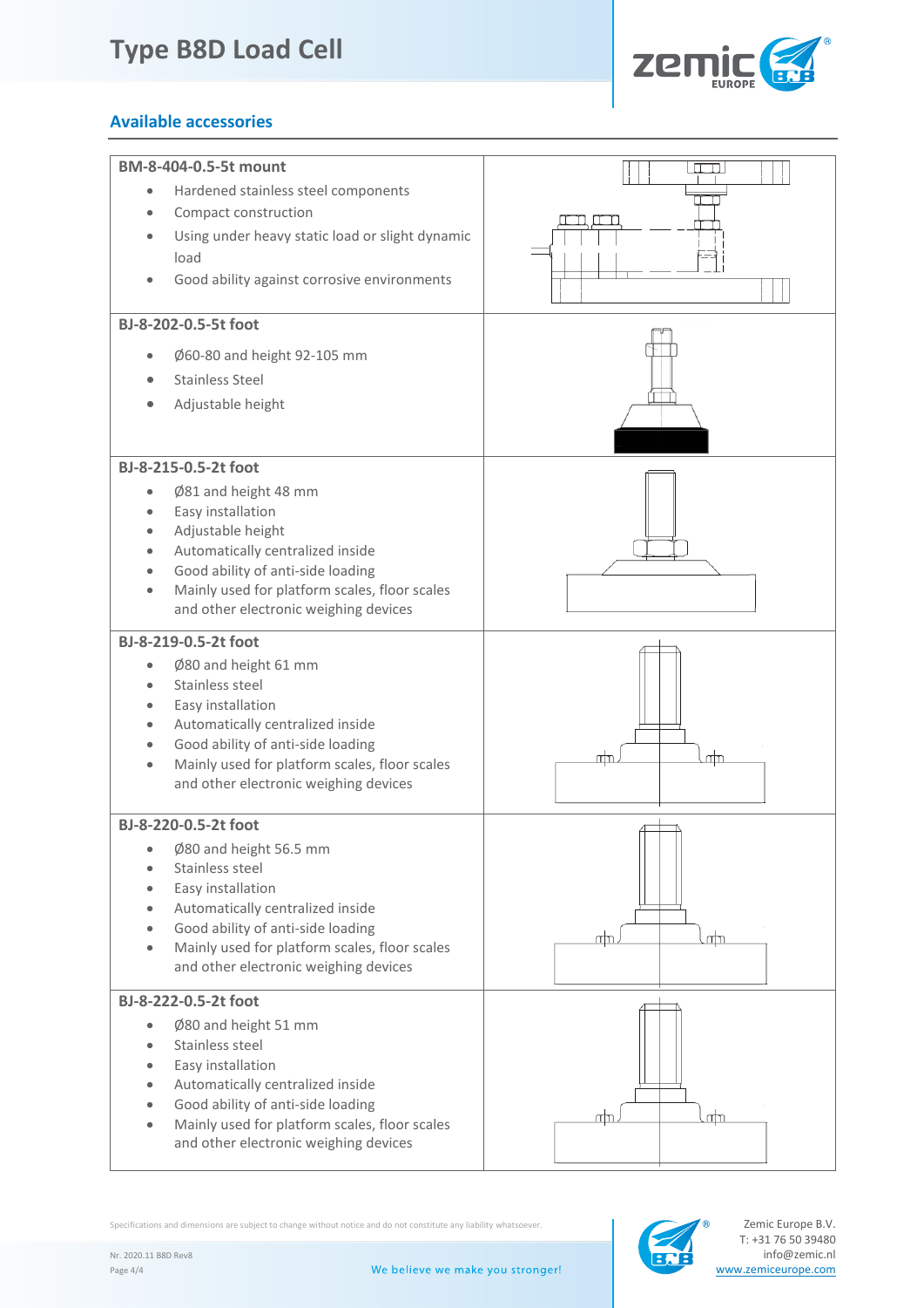## Available accessories

### BM-8-404-0.5-5t mount

- Hardened stainless steel components
- Compact construction
- Using under heavy static load or slight dynamic load
- Good ability against corrosive environments

### BJ-8-202-0.5-5t foot

- Ø60-80 and height 92-105 mm
- Stainless Steel
- Adjustable height

### BJ-8-215-0.5-2t foot

- Ø81 and height 48 mm
- Easy installation
- Adjustable height
- Automatically centralized inside
- Good ability of anti-side loading
- Mainly used for platform scales, floor scales and other electronic weighing devices

### BJ-8-219-0.5-2t foot

- Ø80 and height 61 mm
- Stainless steel
- Easy installation
- Automatically centralized inside
- Good ability of anti-side loading
- Mainly used for platform scales, floor scales and other electronic weighing devices

### BJ-8-220-0.5-2t foot

- Ø80 and height 56.5 mm
- Stainless steel
- Easy installation
- Automatically centralized inside
- Good ability of anti-side loading
- Mainly used for platform scales, floor scales and other electronic weighing devices

### BJ-8-222-0.5-2t foot

- Ø80 and height 51 mm
- Stainless steel
- Easy installation
- Automatically centralized inside
- Good ability of anti-side loading
- Mainly used for platform scales, floor scales and other electronic weighing devices

Specifications and dimensions are subject to change without notice and do not constitute any liability whatsoever.

Nr. 2020.11 B8D Rev8

We believe we make you stronger!

Zemic Europe B.V.
T: +31 76 50 39480
info@zemic.nl
www.zemiceurope.com